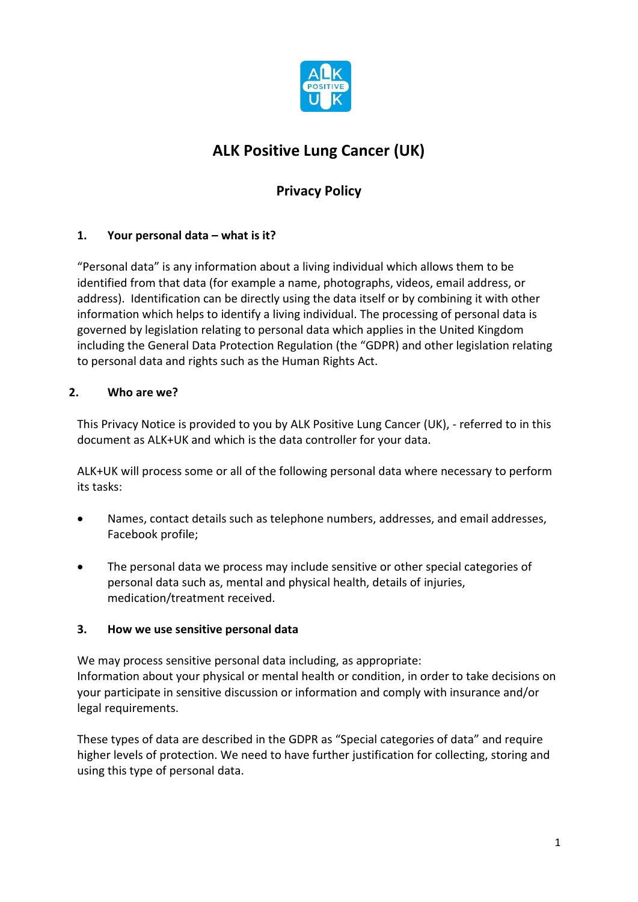# ALK Positive Lung Cancer (UK)

## Privacy Policy

### 1. Your personal data – what is it?

"Personal data" is any information about a living individual which allows them to be identified from that data (for example a name, photographs, videos, email address, or address). Identification can be directly using the data itself or by combining it with other information which helps to identify a living individual. The processing of personal data is governed by legislation relating to personal data which applies in the United Kingdom including the General Data Protection Regulation (the "GDPR) and other legislation relating to personal data and rights such as the Human Rights Act.

### 2. Who are we?

This Privacy Notice is provided to you by ALK Positive Lung Cancer (UK), - referred to in this document as ALK+UK and which is the data controller for your data.

ALK+UK will process some or all of the following personal data where necessary to perform its tasks:

- Names, contact details such as telephone numbers, addresses, and email addresses, Facebook profile;
- The personal data we process may include sensitive or other special categories of personal data such as, mental and physical health, details of injuries, medication/treatment received.

### 3. How we use sensitive personal data

We may process sensitive personal data including, as appropriate:
Information about your physical or mental health or condition, in order to take decisions on your participate in sensitive discussion or information and comply with insurance and/or legal requirements.

These types of data are described in the GDPR as "Special categories of data" and require higher levels of protection. We need to have further justification for collecting, storing and using this type of personal data.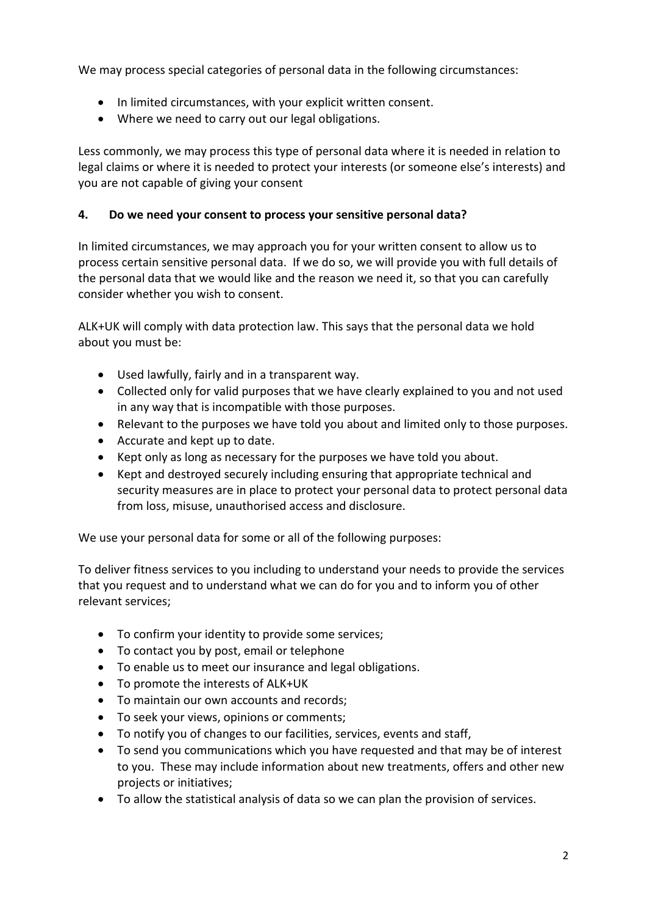We may process special categories of personal data in the following circumstances:

- In limited circumstances, with your explicit written consent.
- Where we need to carry out our legal obligations.

Less commonly, we may process this type of personal data where it is needed in relation to legal claims or where it is needed to protect your interests (or someone else's interests) and you are not capable of giving your consent

## 4. Do we need your consent to process your sensitive personal data?

In limited circumstances, we may approach you for your written consent to allow us to process certain sensitive personal data. If we do so, we will provide you with full details of the personal data that we would like and the reason we need it, so that you can carefully consider whether you wish to consent.

ALK+UK will comply with data protection law. This says that the personal data we hold about you must be:

- Used lawfully, fairly and in a transparent way.
- Collected only for valid purposes that we have clearly explained to you and not used in any way that is incompatible with those purposes.
- Relevant to the purposes we have told you about and limited only to those purposes.
- Accurate and kept up to date.
- Kept only as long as necessary for the purposes we have told you about.
- Kept and destroyed securely including ensuring that appropriate technical and security measures are in place to protect your personal data to protect personal data from loss, misuse, unauthorised access and disclosure.

We use your personal data for some or all of the following purposes:

To deliver fitness services to you including to understand your needs to provide the services that you request and to understand what we can do for you and to inform you of other relevant services;

- To confirm your identity to provide some services;
- To contact you by post, email or telephone
- To enable us to meet our insurance and legal obligations.
- To promote the interests of ALK+UK
- To maintain our own accounts and records;
- To seek your views, opinions or comments;
- To notify you of changes to our facilities, services, events and staff,
- To send you communications which you have requested and that may be of interest to you. These may include information about new treatments, offers and other new projects or initiatives;
- To allow the statistical analysis of data so we can plan the provision of services.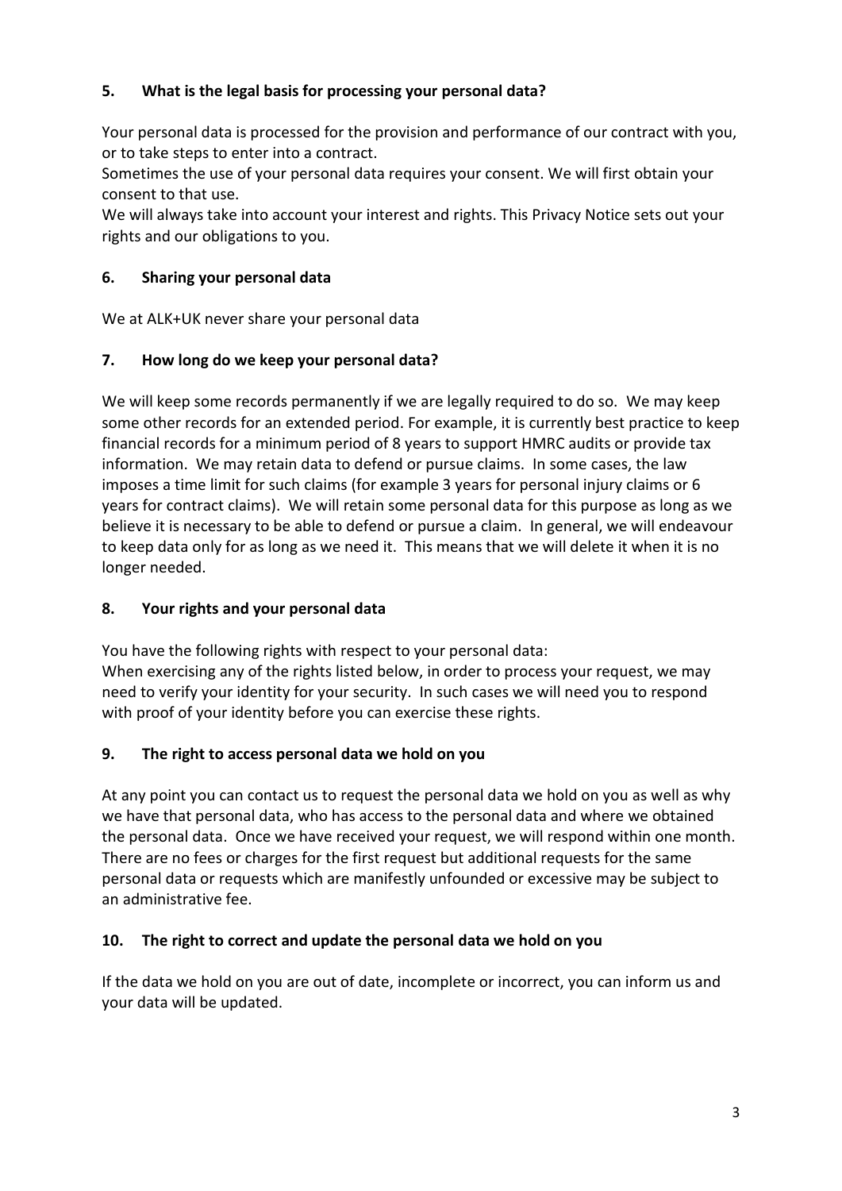## 5. What is the legal basis for processing your personal data?

Your personal data is processed for the provision and performance of our contract with you, or to take steps to enter into a contract.
Sometimes the use of your personal data requires your consent. We will first obtain your consent to that use.
We will always take into account your interest and rights. This Privacy Notice sets out your rights and our obligations to you.

## 6. Sharing your personal data

We at ALK+UK never share your personal data

## 7. How long do we keep your personal data?

We will keep some records permanently if we are legally required to do so. We may keep some other records for an extended period. For example, it is currently best practice to keep financial records for a minimum period of 8 years to support HMRC audits or provide tax information. We may retain data to defend or pursue claims. In some cases, the law imposes a time limit for such claims (for example 3 years for personal injury claims or 6 years for contract claims). We will retain some personal data for this purpose as long as we believe it is necessary to be able to defend or pursue a claim. In general, we will endeavour to keep data only for as long as we need it. This means that we will delete it when it is no longer needed.

## 8. Your rights and your personal data

You have the following rights with respect to your personal data:
When exercising any of the rights listed below, in order to process your request, we may need to verify your identity for your security. In such cases we will need you to respond with proof of your identity before you can exercise these rights.

## 9. The right to access personal data we hold on you

At any point you can contact us to request the personal data we hold on you as well as why we have that personal data, who has access to the personal data and where we obtained the personal data. Once we have received your request, we will respond within one month. There are no fees or charges for the first request but additional requests for the same personal data or requests which are manifestly unfounded or excessive may be subject to an administrative fee.

## 10. The right to correct and update the personal data we hold on you

If the data we hold on you are out of date, incomplete or incorrect, you can inform us and your data will be updated.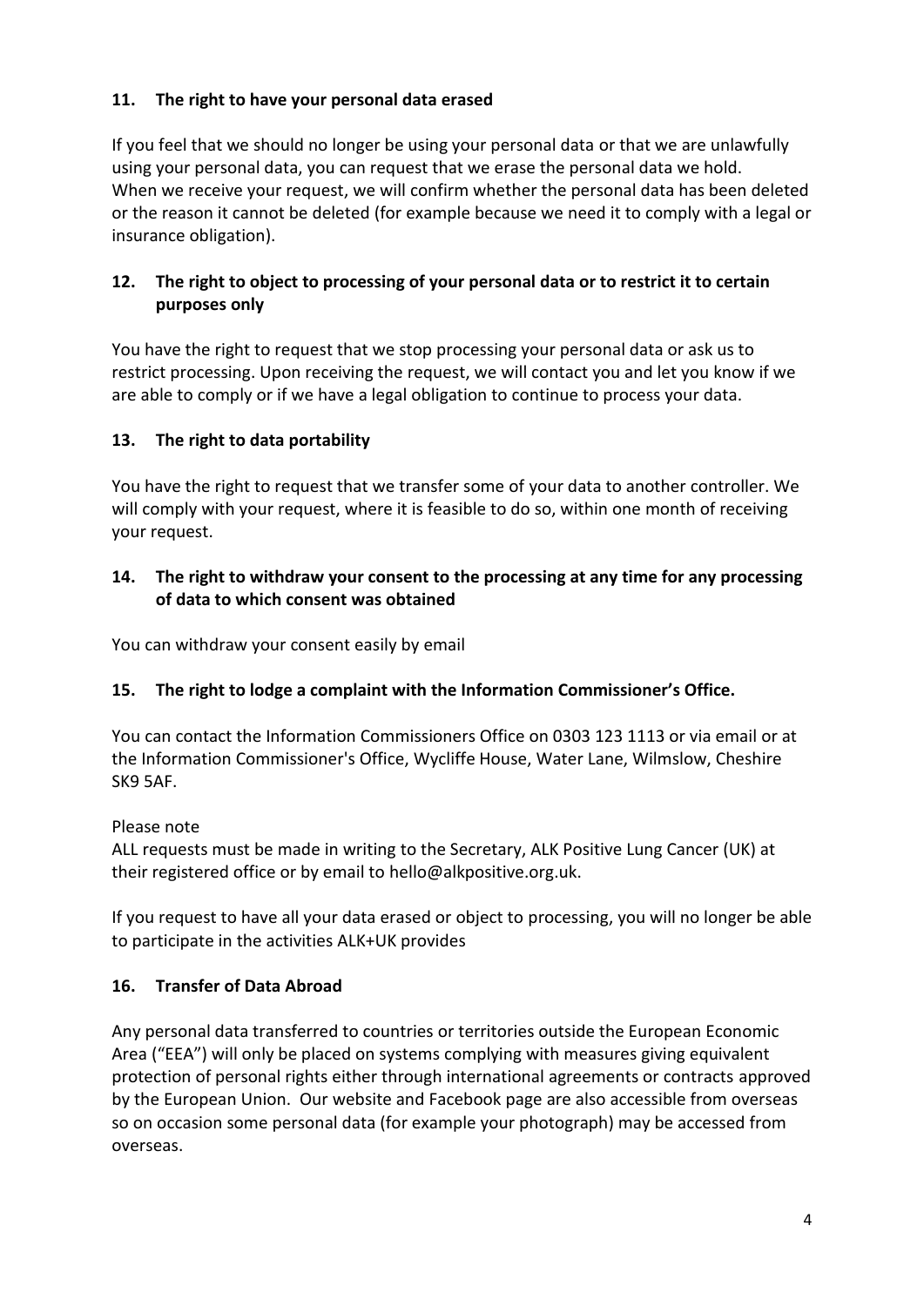## 11. The right to have your personal data erased

If you feel that we should no longer be using your personal data or that we are unlawfully using your personal data, you can request that we erase the personal data we hold. When we receive your request, we will confirm whether the personal data has been deleted or the reason it cannot be deleted (for example because we need it to comply with a legal or insurance obligation).

## 12. The right to object to processing of your personal data or to restrict it to certain purposes only

You have the right to request that we stop processing your personal data or ask us to restrict processing. Upon receiving the request, we will contact you and let you know if we are able to comply or if we have a legal obligation to continue to process your data.

## 13. The right to data portability

You have the right to request that we transfer some of your data to another controller. We will comply with your request, where it is feasible to do so, within one month of receiving your request.

## 14. The right to withdraw your consent to the processing at any time for any processing of data to which consent was obtained

You can withdraw your consent easily by email

## 15. The right to lodge a complaint with the Information Commissioner's Office.

You can contact the Information Commissioners Office on 0303 123 1113 or via email or at the Information Commissioner's Office, Wycliffe House, Water Lane, Wilmslow, Cheshire SK9 5AF.

Please note
ALL requests must be made in writing to the Secretary, ALK Positive Lung Cancer (UK) at their registered office or by email to hello@alkpositive.org.uk.

If you request to have all your data erased or object to processing, you will no longer be able to participate in the activities ALK+UK provides

## 16. Transfer of Data Abroad

Any personal data transferred to countries or territories outside the European Economic Area ("EEA") will only be placed on systems complying with measures giving equivalent protection of personal rights either through international agreements or contracts approved by the European Union. Our website and Facebook page are also accessible from overseas so on occasion some personal data (for example your photograph) may be accessed from overseas.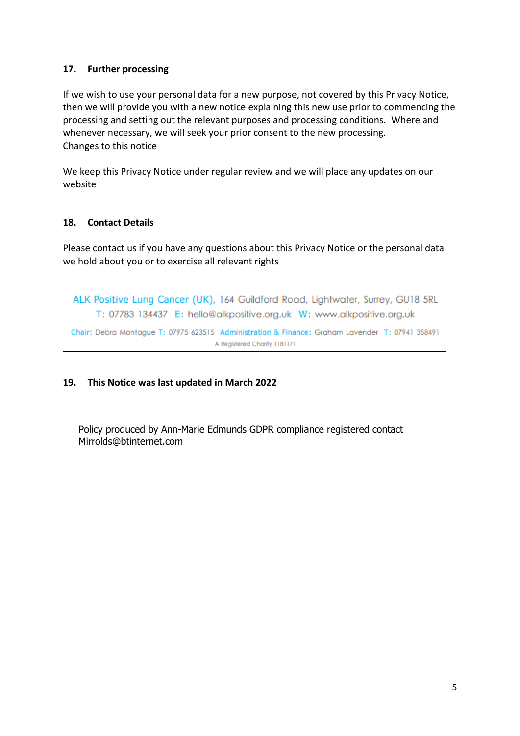## 17. Further processing

If we wish to use your personal data for a new purpose, not covered by this Privacy Notice, then we will provide you with a new notice explaining this new use prior to commencing the processing and setting out the relevant purposes and processing conditions. Where and whenever necessary, we will seek your prior consent to the new processing.
Changes to this notice

We keep this Privacy Notice under regular review and we will place any updates on our website

## 18. Contact Details

Please contact us if you have any questions about this Privacy Notice or the personal data we hold about you or to exercise all relevant rights

ALK Positive Lung Cancer (UK), 164 Guildford Road, Lightwater, Surrey, GU18 5RL
T: 07783 134437 E: hello@alkpositive.org.uk W: www.alkpositive.org.uk

Chair: Debra Montague T: 07975 623515 Administration & Finance: Graham Lavender T: 07941 358491
A Registered Charity 1181171

---

## 19. This Notice was last updated in March 2022

Policy produced by Ann-Marie Edmunds GDPR compliance registered contact Mirrolds@btinternet.com